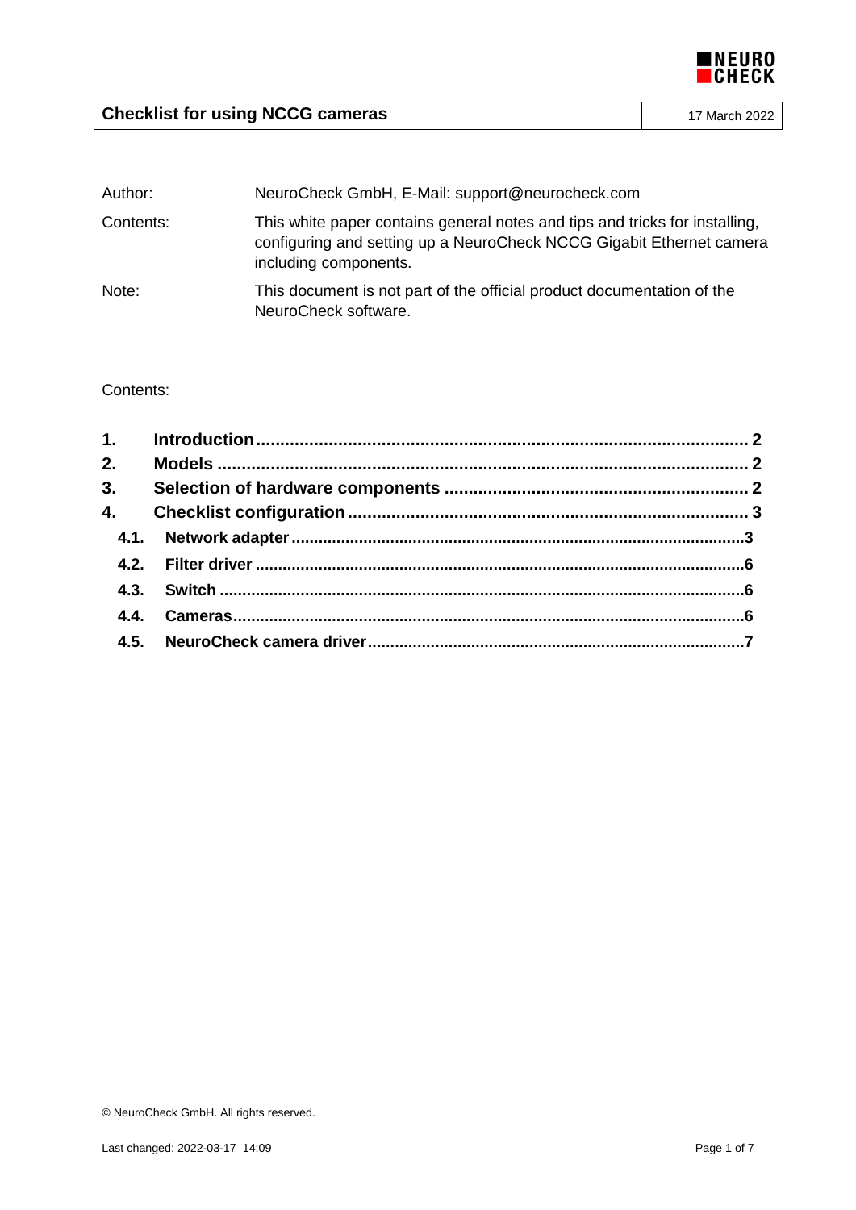# Checklist for using NCCG cameras

17 March 2022

| | |
|---|---|
| Author: | NeuroCheck GmbH, E-Mail: support@neurocheck.com |
| Contents: | This white paper contains general notes and tips and tricks for installing, configuring and setting up a NeuroCheck NCCG Gigabit Ethernet camera including components. |
| Note: | This document is not part of the official product documentation of the NeuroCheck software. |

Contents:

**1. Introduction** .......... 2
**2. Models** .......... 2
**3. Selection of hardware components** .......... 2
**4. Checklist configuration** .......... 3
- **4.1. Network adapter** .......... 3
- **4.2. Filter driver** .......... 6
- **4.3. Switch** .......... 6
- **4.4. Cameras** .......... 6
- **4.5. NeuroCheck camera driver** .......... 7

© NeuroCheck GmbH. All rights reserved.

Last changed: 2022-03-17 14:09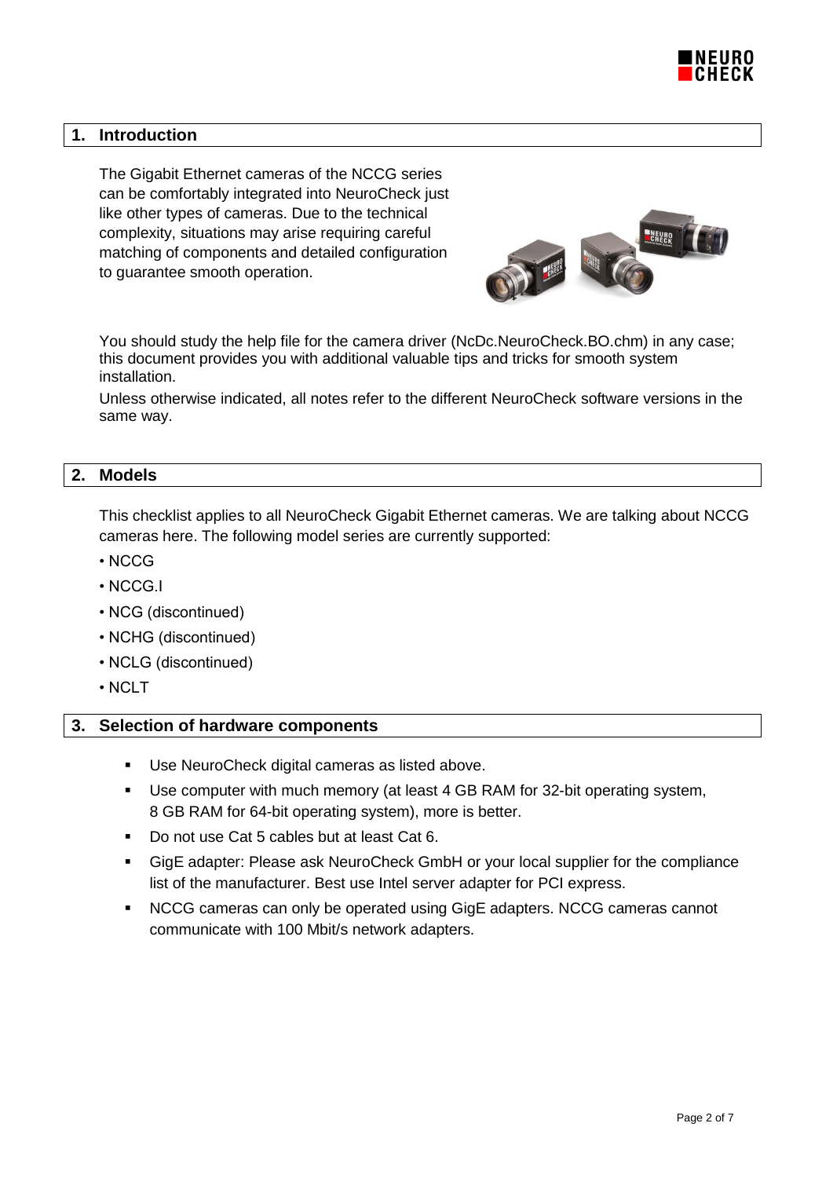## 1. Introduction

The Gigabit Ethernet cameras of the NCCG series can be comfortably integrated into NeuroCheck just like other types of cameras. Due to the technical complexity, situations may arise requiring careful matching of components and detailed configuration to guarantee smooth operation.

You should study the help file for the camera driver (NcDc.NeuroCheck.BO.chm) in any case; this document provides you with additional valuable tips and tricks for smooth system installation.

Unless otherwise indicated, all notes refer to the different NeuroCheck software versions in the same way.

## 2. Models

This checklist applies to all NeuroCheck Gigabit Ethernet cameras. We are talking about NCCG cameras here. The following model series are currently supported:

- NCCG
- NCCG.I
- NCG (discontinued)
- NCHG (discontinued)
- NCLG (discontinued)
- NCLT

## 3. Selection of hardware components

- Use NeuroCheck digital cameras as listed above.
- Use computer with much memory (at least 4 GB RAM for 32-bit operating system, 8 GB RAM for 64-bit operating system), more is better.
- Do not use Cat 5 cables but at least Cat 6.
- GigE adapter: Please ask NeuroCheck GmbH or your local supplier for the compliance list of the manufacturer. Best use Intel server adapter for PCI express.
- NCCG cameras can only be operated using GigE adapters. NCCG cameras cannot communicate with 100 Mbit/s network adapters.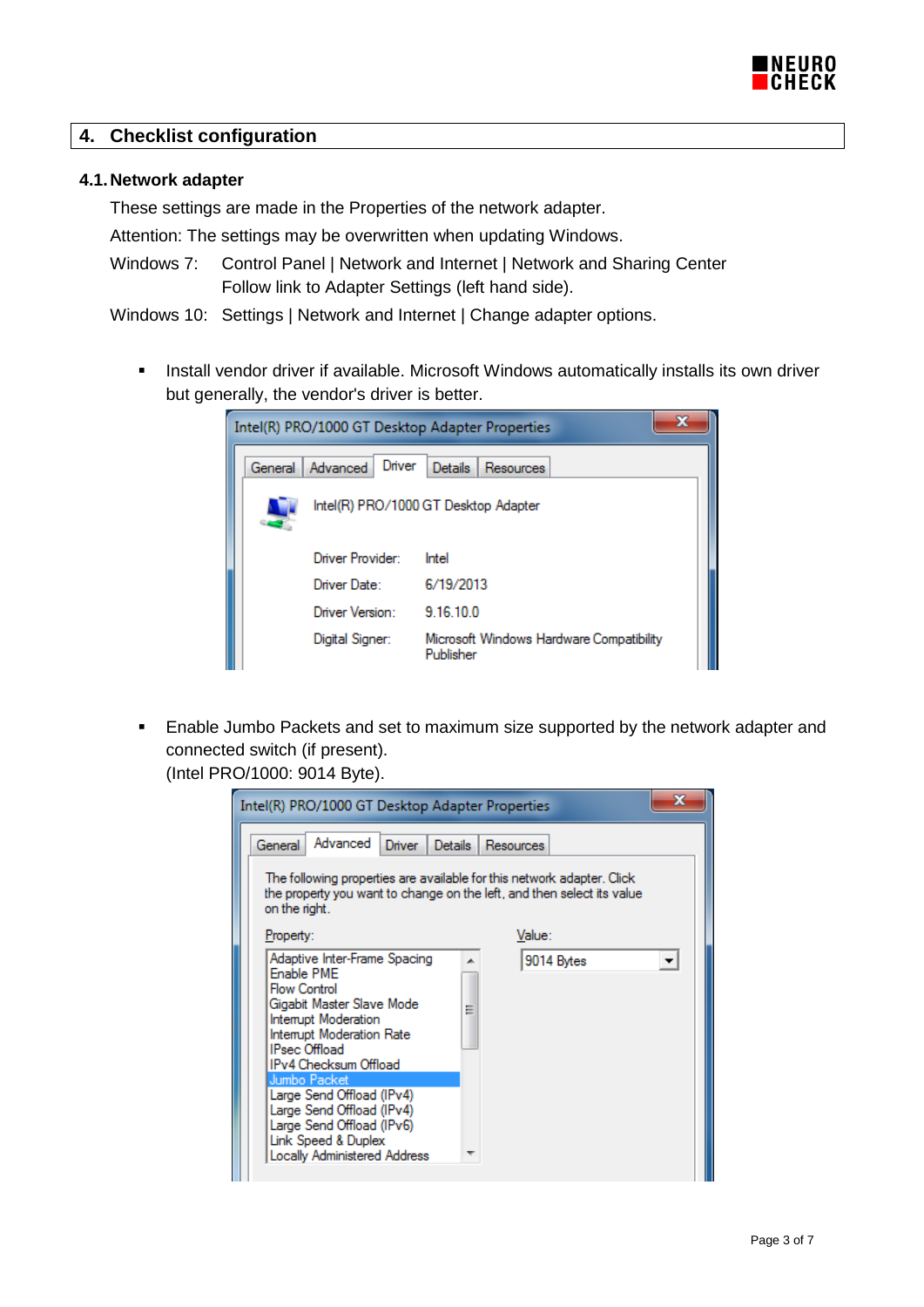## 4. Checklist configuration

### 4.1. Network adapter

These settings are made in the Properties of the network adapter.

Attention: The settings may be overwritten when updating Windows.

Windows 7: Control Panel | Network and Internet | Network and Sharing Center
Follow link to Adapter Settings (left hand side).

Windows 10: Settings | Network and Internet | Change adapter options.

- Install vendor driver if available. Microsoft Windows automatically installs its own driver but generally, the vendor's driver is better.

- Enable Jumbo Packets and set to maximum size supported by the network adapter and connected switch (if present).
(Intel PRO/1000: 9014 Byte).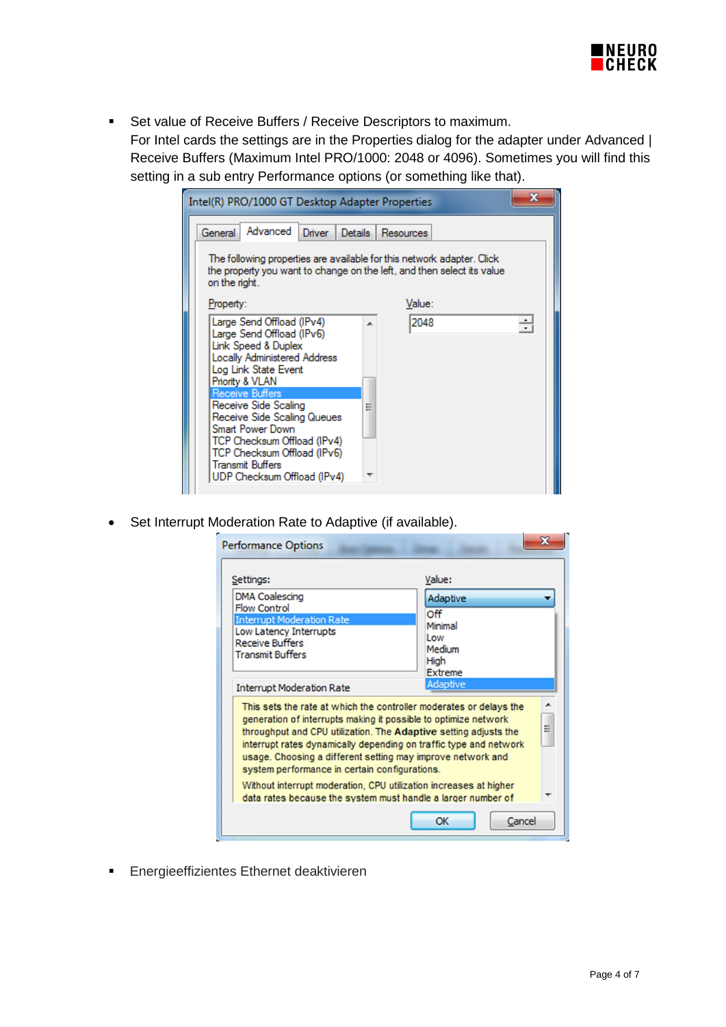- Set value of Receive Buffers / Receive Descriptors to maximum.
  For Intel cards the settings are in the Properties dialog for the adapter under Advanced | Receive Buffers (Maximum Intel PRO/1000: 2048 or 4096). Sometimes you will find this setting in a sub entry Performance options (or something like that).

- Set Interrupt Moderation Rate to Adaptive (if available).

- Energieeffizientes Ethernet deaktivieren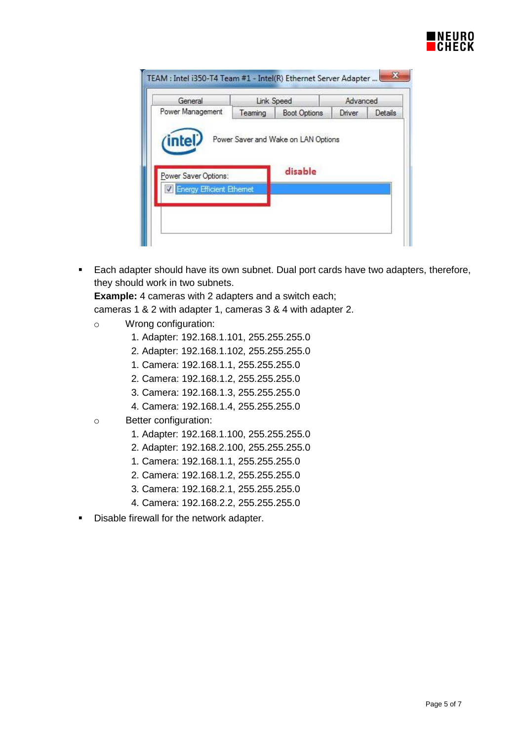- Each adapter should have its own subnet. Dual port cards have two adapters, therefore, they should work in two subnets.
  **Example:** 4 cameras with 2 adapters and a switch each;
  cameras 1 & 2 with adapter 1, cameras 3 & 4 with adapter 2.
  - Wrong configuration:
    1. Adapter: 192.168.1.101, 255.255.255.0
    2. Adapter: 192.168.1.102, 255.255.255.0
    1. Camera: 192.168.1.1, 255.255.255.0
    2. Camera: 192.168.1.2, 255.255.255.0
    3. Camera: 192.168.1.3, 255.255.255.0
    4. Camera: 192.168.1.4, 255.255.255.0
  - Better configuration:
    1. Adapter: 192.168.1.100, 255.255.255.0
    2. Adapter: 192.168.2.100, 255.255.255.0
    1. Camera: 192.168.1.1, 255.255.255.0
    2. Camera: 192.168.1.2, 255.255.255.0
    3. Camera: 192.168.2.1, 255.255.255.0
    4. Camera: 192.168.2.2, 255.255.255.0
- Disable firewall for the network adapter.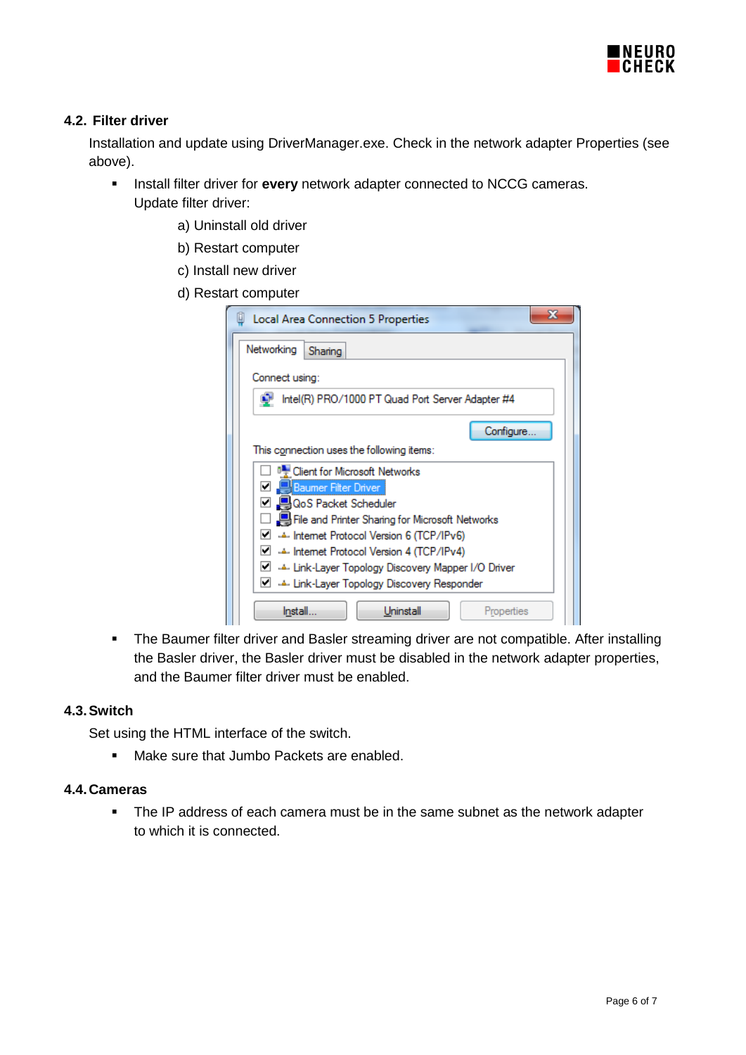## 4.2. Filter driver

Installation and update using DriverManager.exe. Check in the network adapter Properties (see above).

- Install filter driver for **every** network adapter connected to NCCG cameras.
  Update filter driver:
  - a) Uninstall old driver
  - b) Restart computer
  - c) Install new driver
  - d) Restart computer

- The Baumer filter driver and Basler streaming driver are not compatible. After installing the Basler driver, the Basler driver must be disabled in the network adapter properties, and the Baumer filter driver must be enabled.

## 4.3. Switch

Set using the HTML interface of the switch.

- Make sure that Jumbo Packets are enabled.

## 4.4. Cameras

- The IP address of each camera must be in the same subnet as the network adapter to which it is connected.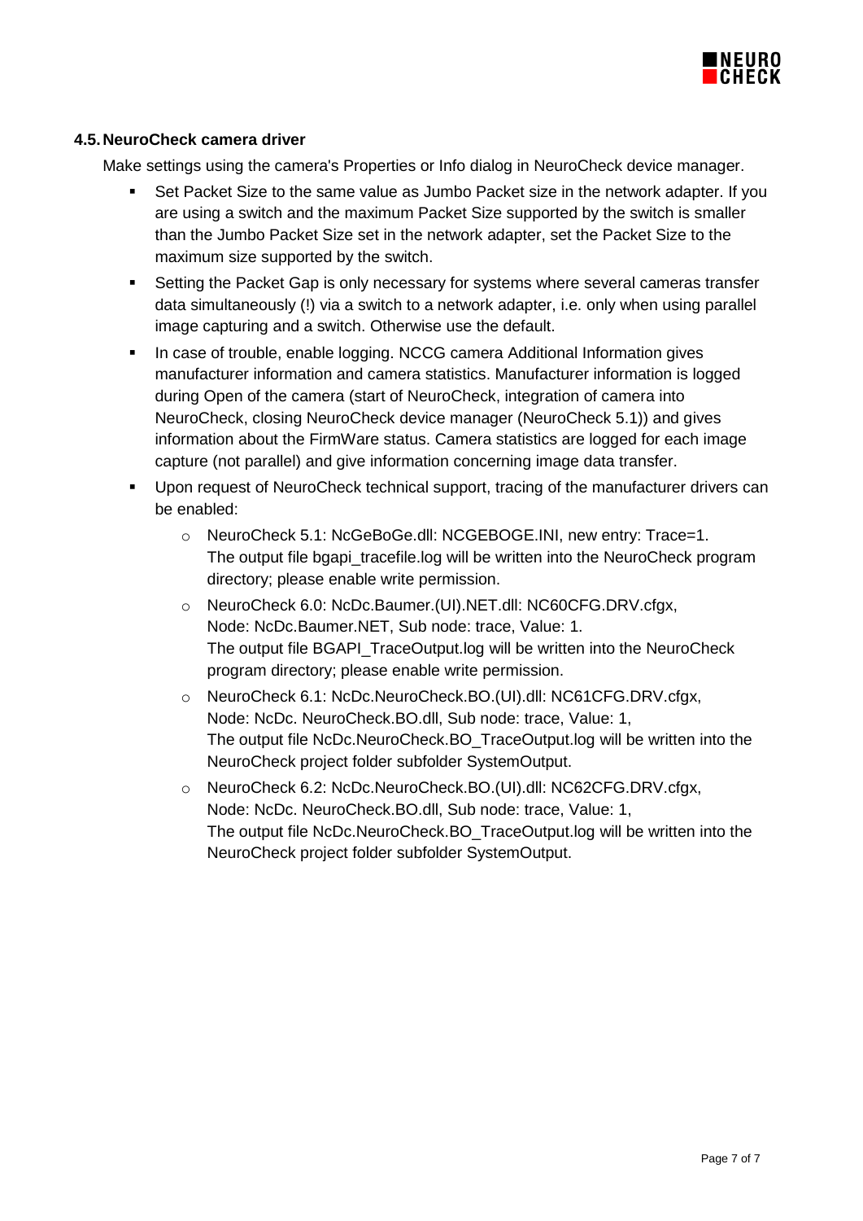### 4.5. NeuroCheck camera driver

Make settings using the camera's Properties or Info dialog in NeuroCheck device manager.

- Set Packet Size to the same value as Jumbo Packet size in the network adapter. If you are using a switch and the maximum Packet Size supported by the switch is smaller than the Jumbo Packet Size set in the network adapter, set the Packet Size to the maximum size supported by the switch.
- Setting the Packet Gap is only necessary for systems where several cameras transfer data simultaneously (!) via a switch to a network adapter, i.e. only when using parallel image capturing and a switch. Otherwise use the default.
- In case of trouble, enable logging. NCCG camera Additional Information gives manufacturer information and camera statistics. Manufacturer information is logged during Open of the camera (start of NeuroCheck, integration of camera into NeuroCheck, closing NeuroCheck device manager (NeuroCheck 5.1)) and gives information about the FirmWare status. Camera statistics are logged for each image capture (not parallel) and give information concerning image data transfer.
- Upon request of NeuroCheck technical support, tracing of the manufacturer drivers can be enabled:
  - NeuroCheck 5.1: NcGeBoGe.dll: NCGEBOGE.INI, new entry: Trace=1.
    The output file bgapi_tracefile.log will be written into the NeuroCheck program directory; please enable write permission.
  - NeuroCheck 6.0: NcDc.Baumer.(UI).NET.dll: NC60CFG.DRV.cfgx,
    Node: NcDc.Baumer.NET, Sub node: trace, Value: 1.
    The output file BGAPI_TraceOutput.log will be written into the NeuroCheck program directory; please enable write permission.
  - NeuroCheck 6.1: NcDc.NeuroCheck.BO.(UI).dll: NC61CFG.DRV.cfgx,
    Node: NcDc. NeuroCheck.BO.dll, Sub node: trace, Value: 1,
    The output file NcDc.NeuroCheck.BO_TraceOutput.log will be written into the NeuroCheck project folder subfolder SystemOutput.
  - NeuroCheck 6.2: NcDc.NeuroCheck.BO.(UI).dll: NC62CFG.DRV.cfgx,
    Node: NcDc. NeuroCheck.BO.dll, Sub node: trace, Value: 1,
    The output file NcDc.NeuroCheck.BO_TraceOutput.log will be written into the NeuroCheck project folder subfolder SystemOutput.